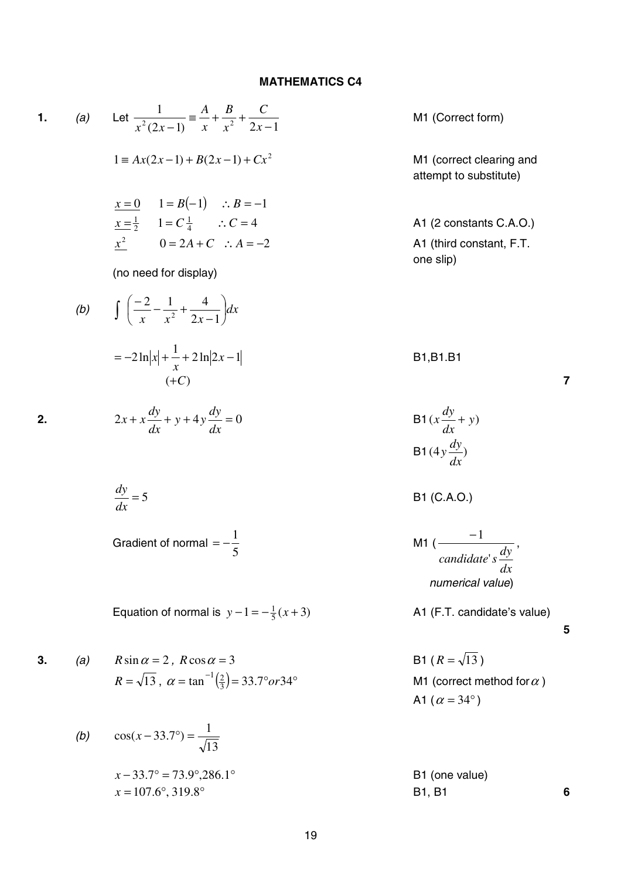## MATHEMATICS C4

**1.** *(a)* Let $\frac{1}{x^2(2x-1)} \equiv \frac{A}{x} + \frac{B}{x^2} + \frac{C}{2x-1}$ — M1 (Correct form)

$1 \equiv Ax(2x-1) + B(2x-1) + Cx^2$ — M1 (correct clearing and attempt to substitute)

$\underline{x=0}$ $\quad 1 = B(-1) \quad \therefore B = -1$

$\underline{x=\tfrac{1}{2}}$ $\quad 1 = C\tfrac{1}{4} \quad \therefore C = 4$ — A1 (2 constants C.A.O.)

$\underline{x^2}$ $\quad 0 = 2A + C \quad \therefore A = -2$ — A1 (third constant, F.T. one slip)

(no need for display)

*(b)* $\int \left( \frac{-2}{x} - \frac{1}{x^2} + \frac{4}{2x-1} \right) dx$

$= -2\ln|x| + \frac{1}{x} + 2\ln|2x-1|$ — B1,B1.B1

$(+C)$

**7**

**2.** $2x + x\frac{dy}{dx} + y + 4y\frac{dy}{dx} = 0$ — B1 $(x\frac{dy}{dx} + y)$

B1 $(4y\frac{dy}{dx})$

$\frac{dy}{dx} = 5$ — B1 (C.A.O.)

Gradient of normal $= -\frac{1}{5}$ — M1 ($\frac{-1}{candidate's\ \frac{dy}{dx}}$, *numerical value*)

Equation of normal is $y - 1 = -\frac{1}{5}(x+3)$ — A1 (F.T. candidate's value)

**5**

**3.** *(a)* $R\sin\alpha = 2$, $R\cos\alpha = 3$ — B1 ($R = \sqrt{13}$)

$R = \sqrt{13}$, $\alpha = \tan^{-1}\left(\frac{2}{3}\right) = 33.7° or 34°$ — M1 (correct method for $\alpha$)

A1 ($\alpha = 34°$)

*(b)* $\cos(x - 33.7°) = \frac{1}{\sqrt{13}}$

$x - 33.7° = 73.9°, 286.1°$ — B1 (one value)

$x = 107.6°, 319.8°$ — B1, B1

**6**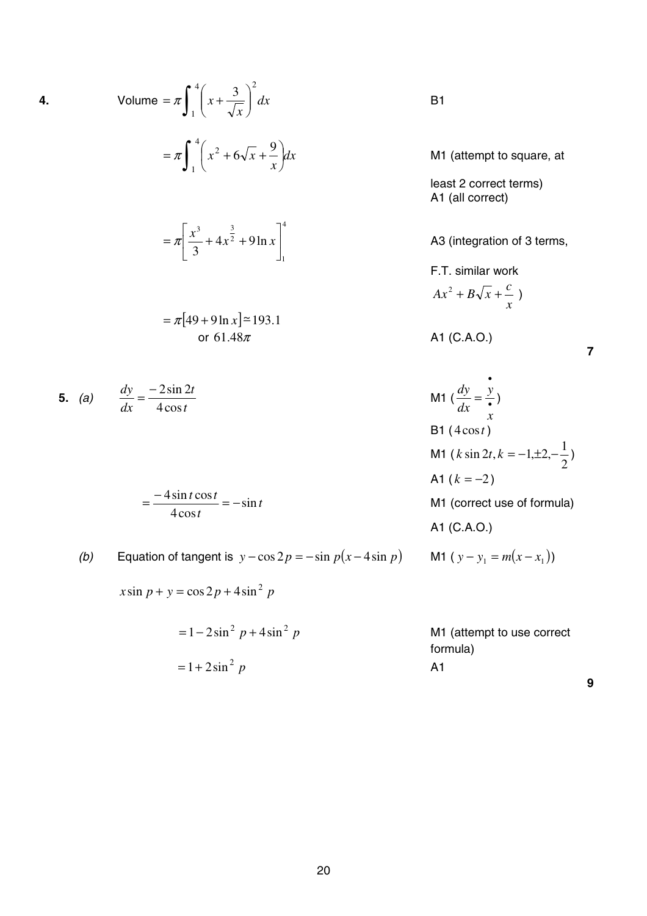**4.** Volume $= \pi \int_1^4 \left( x + \frac{3}{\sqrt{x}} \right)^2 dx$ — B1

$= \pi \int_1^4 \left( x^2 + 6\sqrt{x} + \frac{9}{x} \right) dx$ — M1 (attempt to square, at least 2 correct terms) A1 (all correct)

$= \pi \left[ \frac{x^3}{3} + 4x^{\frac{3}{2}} + 9\ln x \right]_1^4$ — A3 (integration of 3 terms, F.T. similar work $Ax^2 + B\sqrt{x} + \frac{c}{x}$ )

$= \pi[49 + 9\ln x] \simeq 193.1$
or $61.48\pi$ — A1 (C.A.O.)

**7**

**5.** *(a)* $\frac{dy}{dx} = \frac{-2\sin 2t}{4\cos t}$ — M1 ($\frac{dy}{dx} = \frac{\dot{y}}{\dot{x}}$)
B1 ($4\cos t$)
M1 ($k\sin 2t, k = -1, \pm 2, -\frac{1}{2}$)
A1 ($k = -2$)

$= \frac{-4\sin t \cos t}{4\cos t} = -\sin t$ — M1 (correct use of formula)
A1 (C.A.O.)

*(b)* Equation of tangent is $y - \cos 2p = -\sin p(x - 4\sin p)$ — M1 ( $y - y_1 = m(x - x_1)$)

$x\sin p + y = \cos 2p + 4\sin^2 p$

$= 1 - 2\sin^2 p + 4\sin^2 p$ — M1 (attempt to use correct formula)

$= 1 + 2\sin^2 p$ — A1

**9**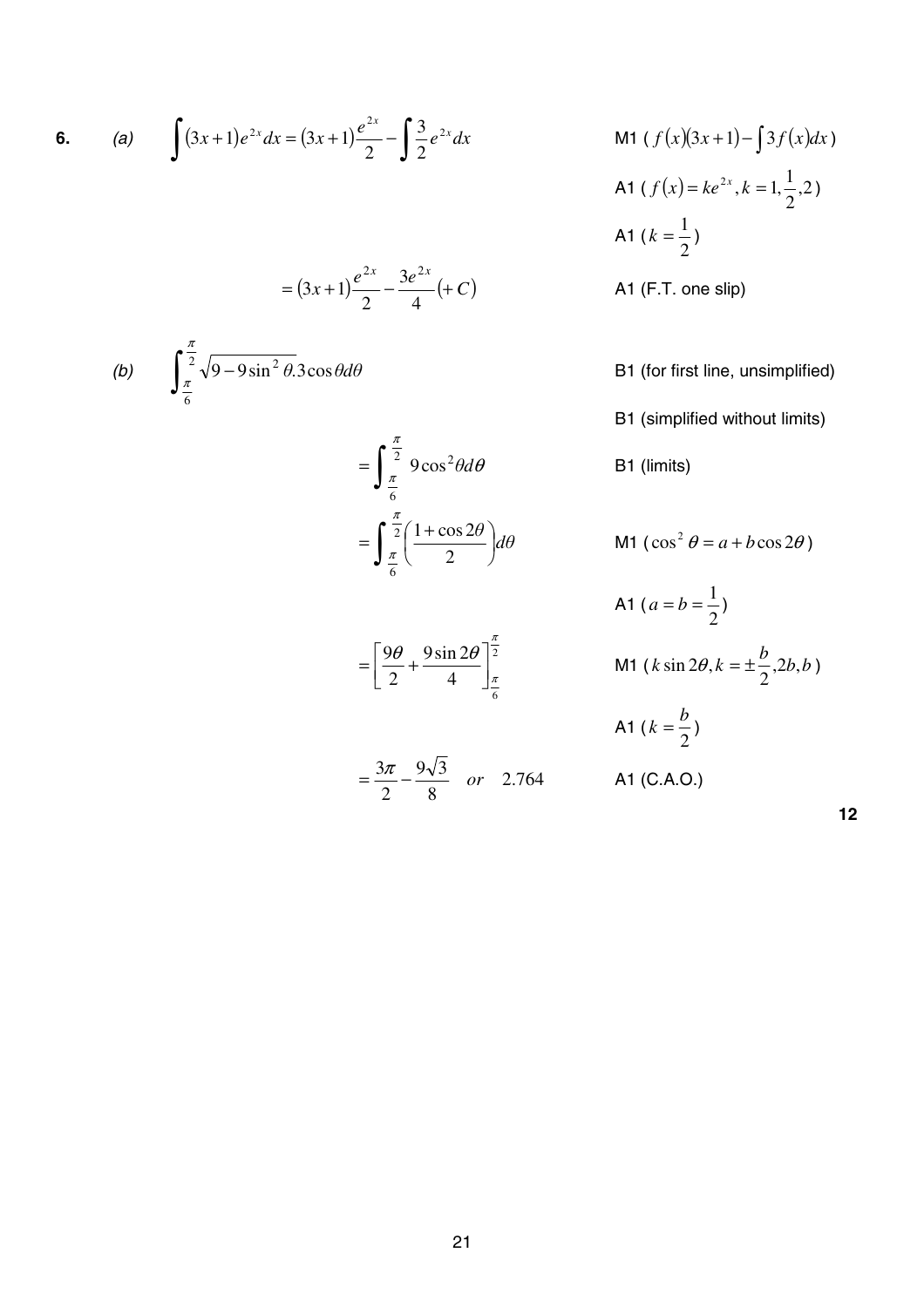**6.** *(a)* $\int (3x+1)e^{2x}dx = (3x+1)\frac{e^{2x}}{2} - \int \frac{3}{2}e^{2x}dx$ — M1 ( $f(x)(3x+1) - \int 3f(x)dx$ )

A1 ( $f(x) = ke^{2x}, k = 1, \frac{1}{2}, 2$ )

A1 ( $k = \frac{1}{2}$ )

$= (3x+1)\frac{e^{2x}}{2} - \frac{3e^{2x}}{4}(+C)$ — A1 (F.T. one slip)

*(b)* $\int_{\frac{\pi}{6}}^{\frac{\pi}{2}} \sqrt{9 - 9\sin^2\theta}.3\cos\theta d\theta$ — B1 (for first line, unsimplified)

B1 (simplified without limits)

$= \int_{\frac{\pi}{6}}^{\frac{\pi}{2}} 9\cos^2\theta d\theta$ — B1 (limits)

$= \int_{\frac{\pi}{6}}^{\frac{\pi}{2}} \left(\frac{1+\cos 2\theta}{2}\right) d\theta$ — M1 ( $\cos^2\theta = a + b\cos 2\theta$ )

A1 ( $a = b = \frac{1}{2}$ )

$= \left[\frac{9\theta}{2} + \frac{9\sin 2\theta}{4}\right]_{\frac{\pi}{6}}^{\frac{\pi}{2}}$ — M1 ( $k\sin 2\theta, k = \pm\frac{b}{2}, 2b, b$ )

A1 ( $k = \frac{b}{2}$ )

$= \frac{3\pi}{2} - \frac{9\sqrt{3}}{8} \quad or \quad 2.764$ — A1 (C.A.O.)

**12**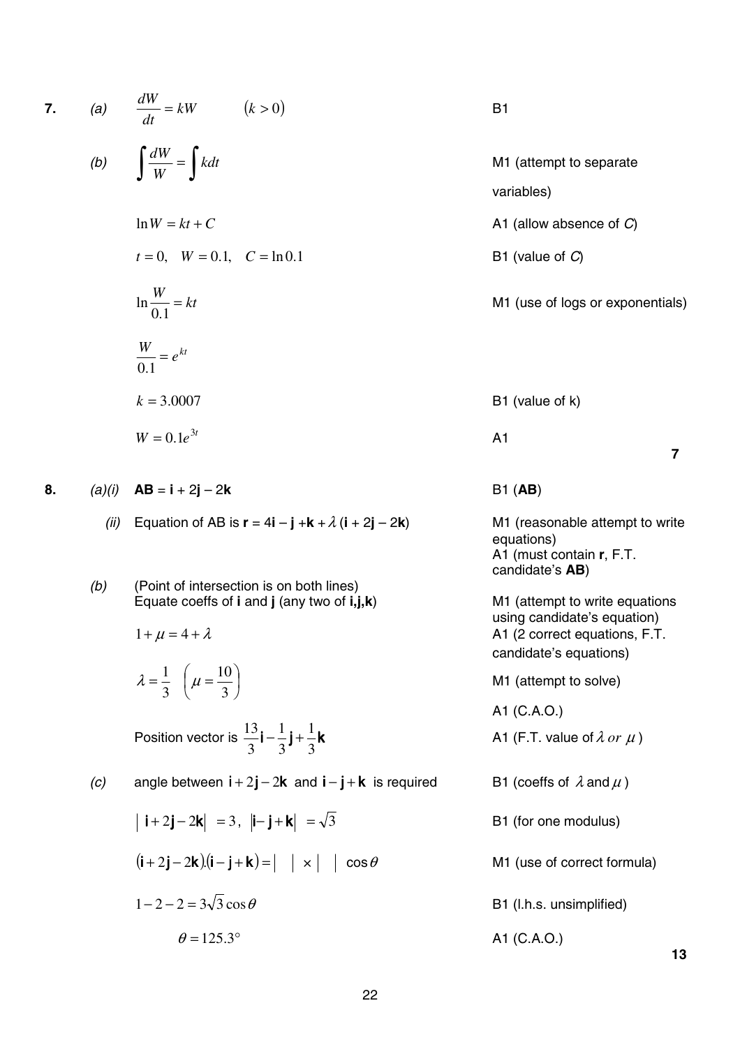| | | | |
|---|---|---|---|
| **7.** | *(a)* | $\frac{dW}{dt} = kW \qquad (k > 0)$ | B1 |
| | *(b)* | $\int \frac{dW}{W} = \int k dt$ | M1 (attempt to separate variables) |
| | | $\ln W = kt + C$ | A1 (allow absence of *C*) |
| | | $t = 0, \quad W = 0.1, \quad C = \ln 0.1$ | B1 (value of *C*) |
| | | $\ln \frac{W}{0.1} = kt$ | M1 (use of logs or exponentials) |
| | | $\frac{W}{0.1} = e^{kt}$ | |
| | | $k = 3.0007$ | B1 (value of k) |
| | | $W = 0.1e^{3t}$ | A1 |
| | | | **7** |
| **8.** | *(a)(i)* | **AB** = **i** + 2**j** – 2**k** | B1 (**AB**) |
| | *(ii)* | Equation of AB is **r** = 4**i** – **j** + **k** + $\lambda$ (**i** + 2**j** – 2**k**) | M1 (reasonable attempt to write equations) A1 (must contain **r**, F.T. candidate's **AB**) |
| | *(b)* | (Point of intersection is on both lines) Equate coeffs of **i** and **j** (any two of **i,j,k**) | M1 (attempt to write equations using candidate's equation) |
| | | $1 + \mu = 4 + \lambda$ | A1 (2 correct equations, F.T. candidate's equations) |
| | | $\lambda = \frac{1}{3} \quad \left(\mu = \frac{10}{3}\right)$ | M1 (attempt to solve) |
| | | | A1 (C.A.O.) |
| | | Position vector is $\frac{13}{3}\mathbf{i} - \frac{1}{3}\mathbf{j} + \frac{1}{3}\mathbf{k}$ | A1 (F.T. value of $\lambda$ *or* $\mu$) |
| | *(c)* | angle between $\mathbf{i} + 2\mathbf{j} - 2\mathbf{k}$ and $\mathbf{i} - \mathbf{j} + \mathbf{k}$ is required | B1 (coeffs of $\lambda$ and $\mu$) |
| | | $\lvert \mathbf{i} + 2\mathbf{j} - 2\mathbf{k} \rvert = 3, \quad \lvert \mathbf{i} - \mathbf{j} + \mathbf{k} \rvert = \sqrt{3}$ | B1 (for one modulus) |
| | | $(\mathbf{i} + 2\mathbf{j} - 2\mathbf{k}).(\mathbf{i} - \mathbf{j} + \mathbf{k}) = \lvert \quad \rvert \times \lvert \quad \rvert \cos\theta$ | M1 (use of correct formula) |
| | | $1 - 2 - 2 = 3\sqrt{3}\cos\theta$ | B1 (l.h.s. unsimplified) |
| | | $\theta = 125.3°$ | A1 (C.A.O.) |
| | | | **13** |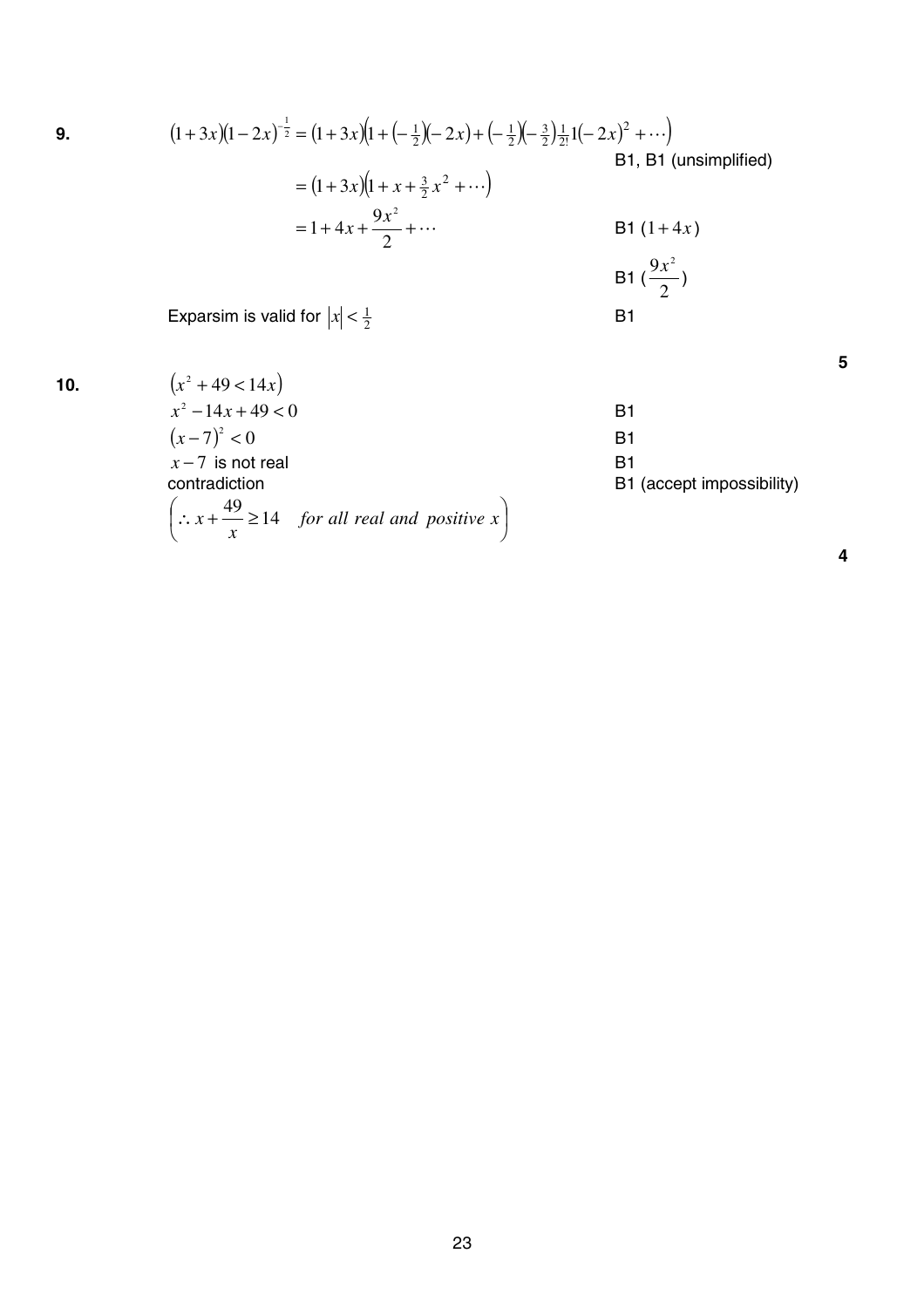**9.**

$$(1+3x)(1-2x)^{-\frac{1}{2}} = (1+3x)\left(1+\left(-\tfrac{1}{2}\right)(-2x)+\left(-\tfrac{1}{2}\right)\left(-\tfrac{3}{2}\right)\tfrac{1}{2!}1(-2x)^2+\cdots\right)$$

B1, B1 (unsimplified)

$$= (1+3x)\left(1+x+\tfrac{3}{2}x^2+\cdots\right)$$

$$= 1+4x+\frac{9x^2}{2}+\cdots$$

B1 $(1+4x)$

B1 $(\frac{9x^2}{2})$

Exparsim is valid for $|x| < \frac{1}{2}$ — B1

**5**

**10.**

$(x^2+49<14x)$

$x^2-14x+49<0$ — B1

$(x-7)^2<0$ — B1

$x-7$ is not real — B1

contradiction — B1 (accept impossibility)

$$\left(\therefore x+\frac{49}{x}\geq 14 \quad \textit{for all real and positive } x\right)$$

**4**